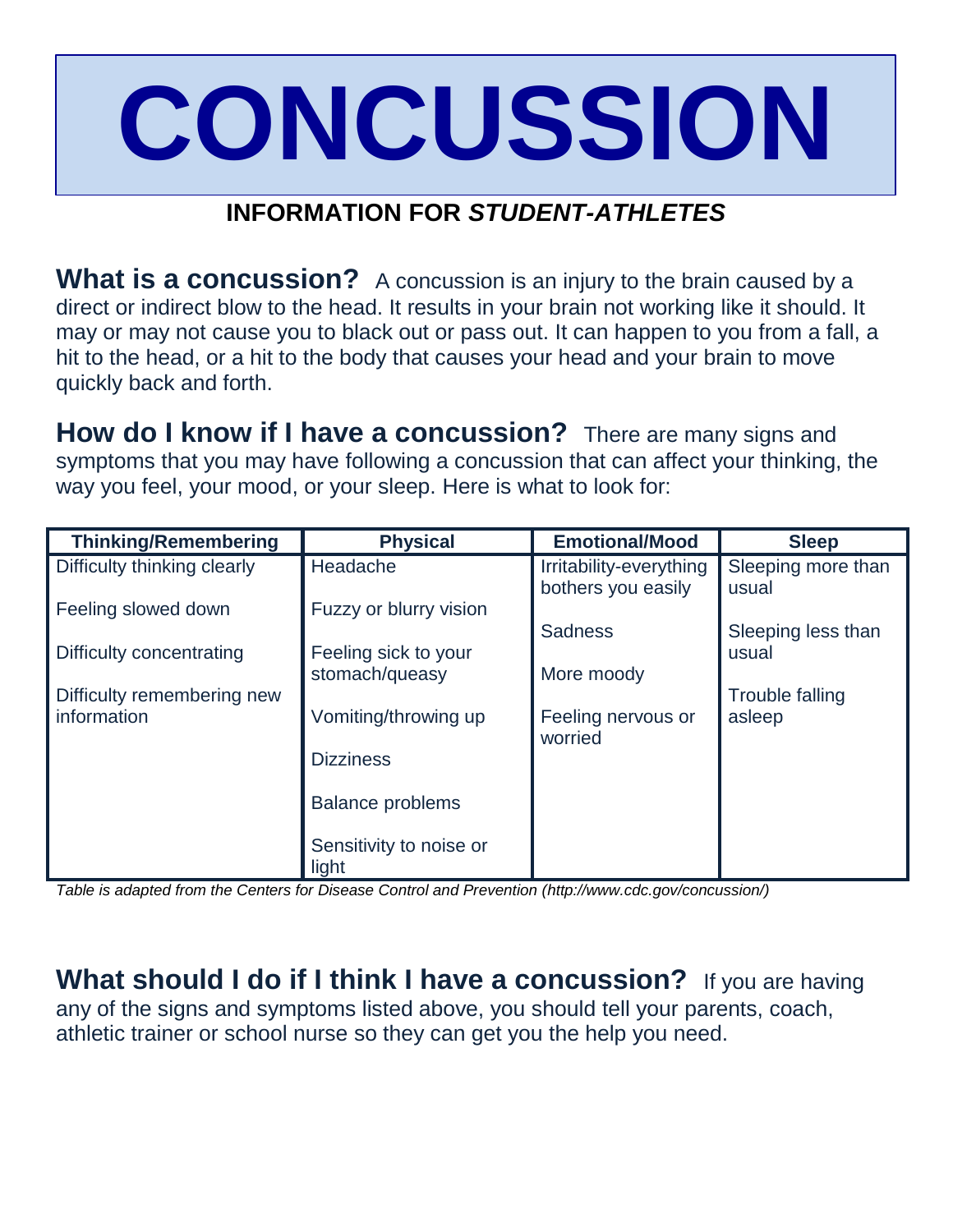# CONCUSSION

**INFORMATION FOR *STUDENT-ATHLETES***

**What is a concussion?** A concussion is an injury to the brain caused by a direct or indirect blow to the head. It results in your brain not working like it should. It may or may not cause you to black out or pass out. It can happen to you from a fall, a hit to the head, or a hit to the body that causes your head and your brain to move quickly back and forth.

**How do I know if I have a concussion?** There are many signs and symptoms that you may have following a concussion that can affect your thinking, the way you feel, your mood, or your sleep. Here is what to look for:

| Thinking/Remembering | Physical | Emotional/Mood | Sleep |
|---|---|---|---|
| Difficulty thinking clearly | Headache | Irritability-everything bothers you easily | Sleeping more than usual |
| Feeling slowed down | Fuzzy or blurry vision | Sadness | Sleeping less than usual |
| Difficulty concentrating | Feeling sick to your stomach/queasy | More moody | Trouble falling asleep |
| Difficulty remembering new information | Vomiting/throwing up | Feeling nervous or worried | |
| | Dizziness | | |
| | Balance problems | | |
| | Sensitivity to noise or light | | |

*Table is adapted from the Centers for Disease Control and Prevention (http://www.cdc.gov/concussion/)*

**What should I do if I think I have a concussion?** If you are having any of the signs and symptoms listed above, you should tell your parents, coach, athletic trainer or school nurse so they can get you the help you need.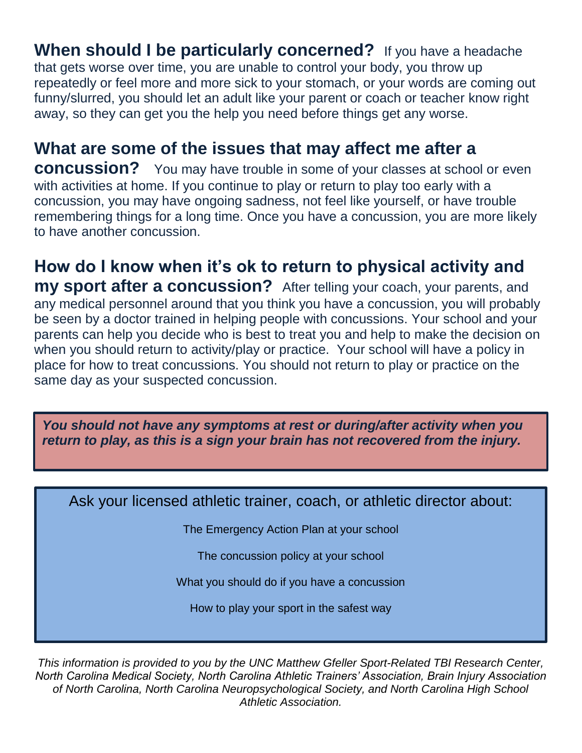**When should I be particularly concerned?** If you have a headache that gets worse over time, you are unable to control your body, you throw up repeatedly or feel more and more sick to your stomach, or your words are coming out funny/slurred, you should let an adult like your parent or coach or teacher know right away, so they can get you the help you need before things get any worse.

**What are some of the issues that may affect me after a concussion?** You may have trouble in some of your classes at school or even with activities at home. If you continue to play or return to play too early with a concussion, you may have ongoing sadness, not feel like yourself, or have trouble remembering things for a long time. Once you have a concussion, you are more likely to have another concussion.

**How do I know when it's ok to return to physical activity and my sport after a concussion?** After telling your coach, your parents, and any medical personnel around that you think you have a concussion, you will probably be seen by a doctor trained in helping people with concussions. Your school and your parents can help you decide who is best to treat you and help to make the decision on when you should return to activity/play or practice. Your school will have a policy in place for how to treat concussions. You should not return to play or practice on the same day as your suspected concussion.

***You should not have any symptoms at rest or during/after activity when you return to play, as this is a sign your brain has not recovered from the injury.***

Ask your licensed athletic trainer, coach, or athletic director about:

The Emergency Action Plan at your school

The concussion policy at your school

What you should do if you have a concussion

How to play your sport in the safest way

*This information is provided to you by the UNC Matthew Gfeller Sport-Related TBI Research Center, North Carolina Medical Society, North Carolina Athletic Trainers' Association, Brain Injury Association of North Carolina, North Carolina Neuropsychological Society, and North Carolina High School Athletic Association.*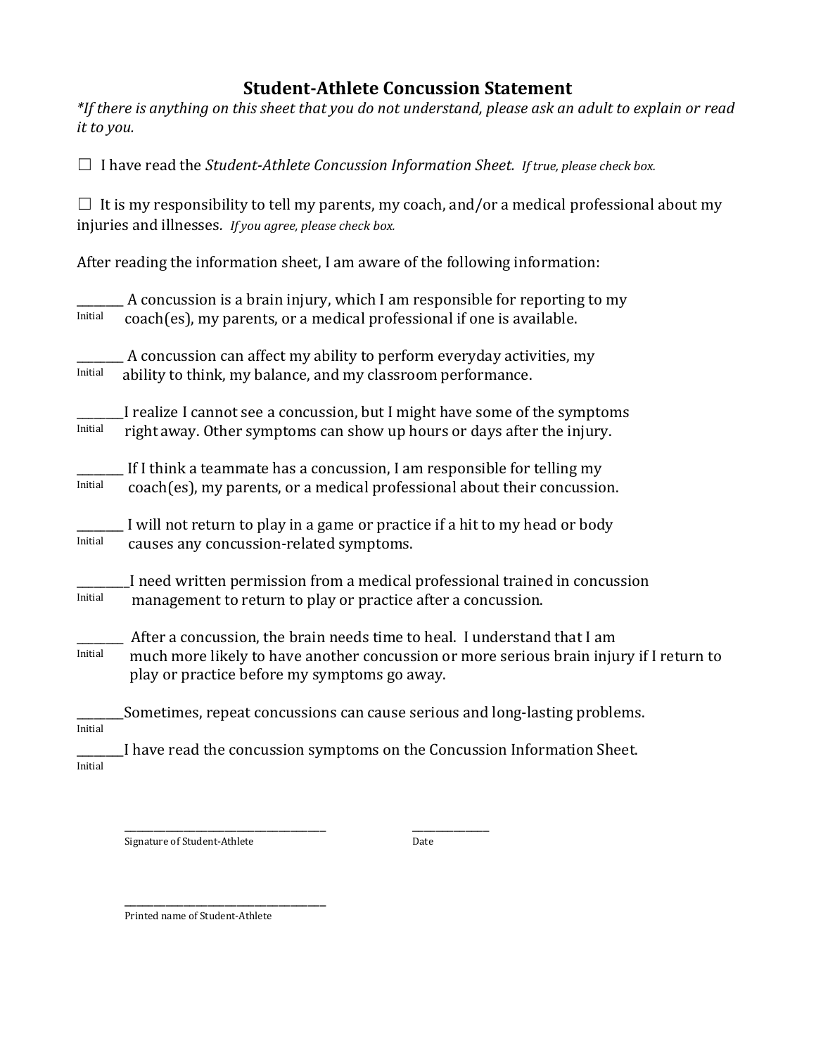# Student-Athlete Concussion Statement

*\*If there is anything on this sheet that you do not understand, please ask an adult to explain or read it to you.*

☐ I have read the *Student-Athlete Concussion Information Sheet.* *If true, please check box.*

☐ It is my responsibility to tell my parents, my coach, and/or a medical professional about my injuries and illnesses. *If you agree, please check box.*

After reading the information sheet, I am aware of the following information:

________ A concussion is a brain injury, which I am responsible for reporting to my coach(es), my parents, or a medical professional if one is available.
Initial

________ A concussion can affect my ability to perform everyday activities, my ability to think, my balance, and my classroom performance.
Initial

________ I realize I cannot see a concussion, but I might have some of the symptoms right away. Other symptoms can show up hours or days after the injury.
Initial

________ If I think a teammate has a concussion, I am responsible for telling my coach(es), my parents, or a medical professional about their concussion.
Initial

________ I will not return to play in a game or practice if a hit to my head or body causes any concussion-related symptoms.
Initial

________ I need written permission from a medical professional trained in concussion management to return to play or practice after a concussion.
Initial

________ After a concussion, the brain needs time to heal. I understand that I am much more likely to have another concussion or more serious brain injury if I return to play or practice before my symptoms go away.
Initial

________ Sometimes, repeat concussions can cause serious and long-lasting problems.
Initial

________ I have read the concussion symptoms on the Concussion Information Sheet.
Initial

______________________________ ______________
Signature of Student-Athlete Date

______________________________
Printed name of Student-Athlete